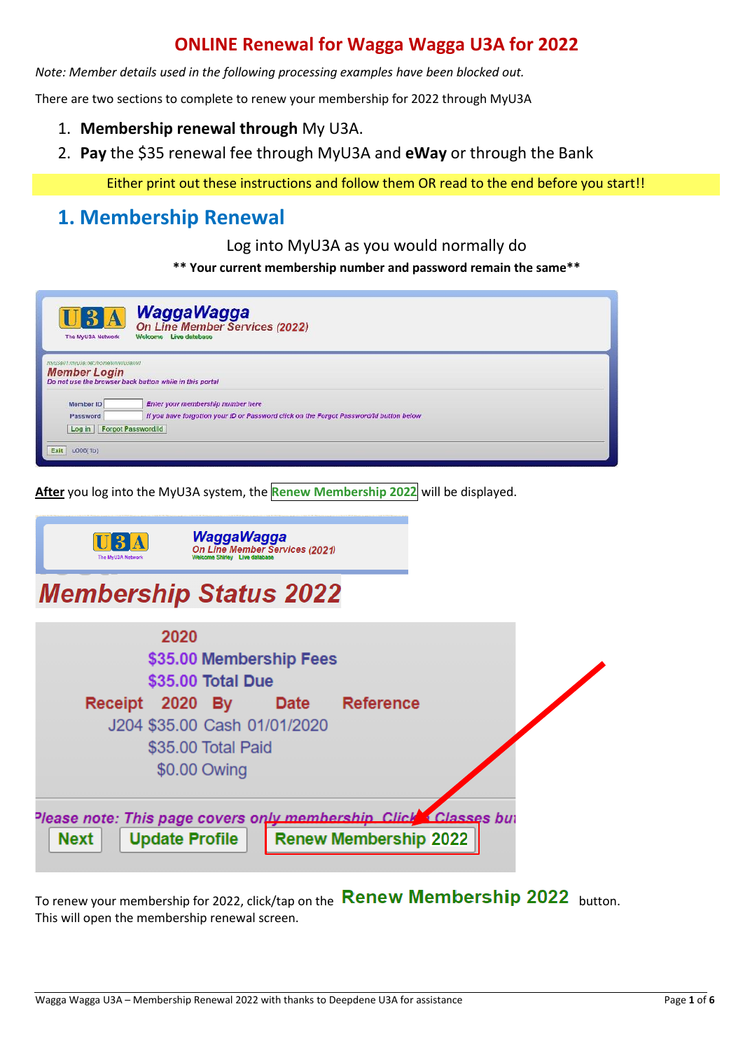# ONLINE Renewal for Wagga Wagga U3A for 2022

*Note: Member details used in the following processing examples have been blocked out.*

There are two sections to complete to renew your membership for 2022 through MyU3A

1. **Membership renewal through** My U3A.
2. **Pay** the $35 renewal fee through MyU3A and **eWay** or through the Bank

Either print out these instructions and follow them OR read to the end before you start!!

## 1. Membership Renewal

Log into MyU3A as you would normally do

**\*\* Your current membership number and password remain the same\*\***

U3A The MyU3A Network
WaggaWagga
On Line Member Services (2022)
Welcome Live database

Member Login
Do not use the browser back button while in this portal

Member ID Enter your membership number here
Password If you have forgotton your ID or Password click on the Forgot Password/Id button below
Log in Forgot Password/Id
Exit U000(1b)

**After** you log into the MyU3A system, the **Renew Membership 2022** will be displayed.

U3A The MyU3A Network
WaggaWagga
On Line Member Services (2021)

Membership Status 2022

2020
$35.00 Membership Fees
$35.00 Total Due
Receipt 2020 By Date Reference
J204 $35.00 Cash 01/01/2020
$35.00 Total Paid
$0.00 Owing

Please note: This page covers only membership. Click Classes but

Next Update Profile Renew Membership 2022

To renew your membership for 2022, click/tap on the **Renew Membership 2022** button.
This will open the membership renewal screen.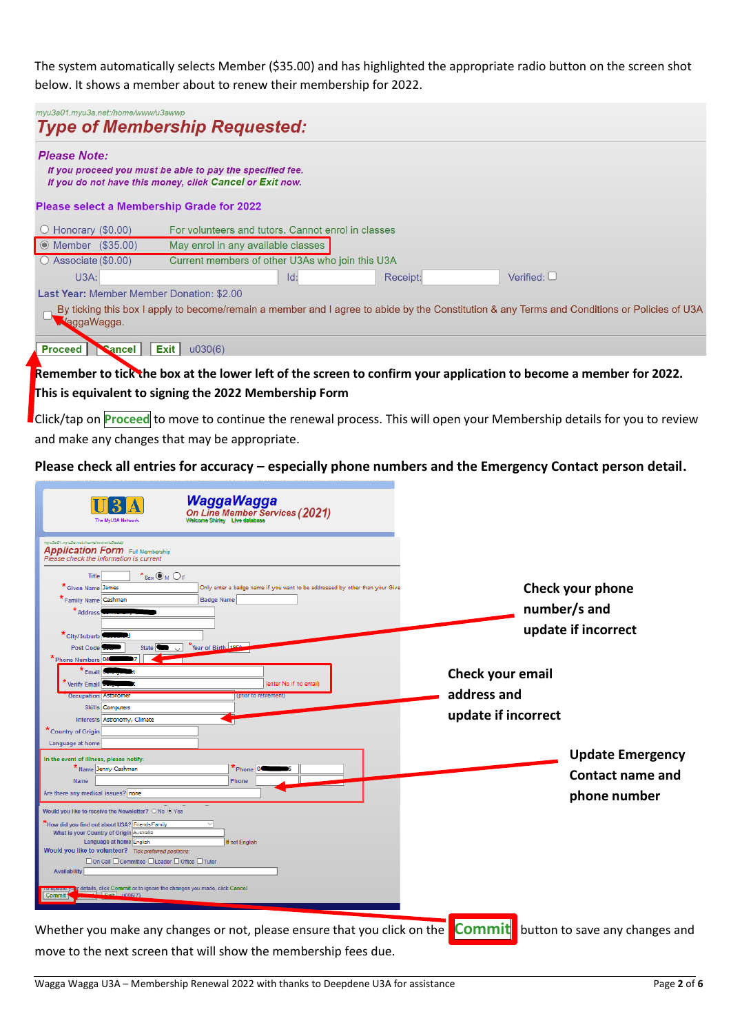The system automatically selects Member ($35.00) and has highlighted the appropriate radio button on the screen shot below. It shows a member about to renew their membership for 2022.

myu3a01.myu3a.net/home/www/u3awwp

**Type of Membership Requested:**

**Please Note:**

*If you proceed you must be able to pay the specified fee.*
*If you do not have this money, click Cancel or Exit now.*

Please select a Membership Grade for 2022

- Honorary ($0.00) — For volunteers and tutors. Cannot enrol in classes
- Member ($35.00) — May enrol in any available classes
- Associate ($0.00) — Current members of other U3As who join this U3A

U3A: Id: Receipt: Verified:

Last Year: Member Member Donation: $2.00

By ticking this box I apply to become/remain a member and I agree to abide by the Constitution & any Terms and Conditions or Policies of U3A WaggaWagga.

Proceed Cancel Exit u030(6)

**Remember to tick the box at the lower left of the screen to confirm your application to become a member for 2022. This is equivalent to signing the 2022 Membership Form**

Click/tap on Proceed to move to continue the renewal process. This will open your Membership details for you to review and make any changes that may be appropriate.

**Please check all entries for accuracy – especially phone numbers and the Emergency Contact person detail.**

**Check your phone number/s and update if incorrect**

**Check your email address and update if incorrect**

**Update Emergency Contact name and phone number**

Whether you make any changes or not, please ensure that you click on the Commit button to save any changes and move to the next screen that will show the membership fees due.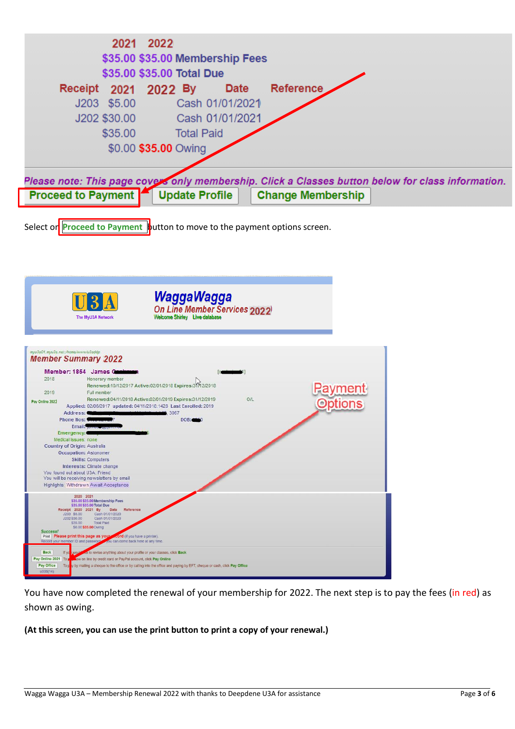|  | 2021 | 2022 |  |  |  |
|---|---|---|---|---|---|
|  | $35.00 | $35.00 | Membership Fees |  |  |
|  | $35.00 | $35.00 | Total Due |  |  |
| Receipt | 2021 | 2022 | By | Date | Reference |
| J203 | $5.00 |  | Cash | 01/01/2021 |  |
| J202 | $30.00 |  | Cash | 01/01/2021 |  |
|  | $35.00 |  | Total Paid |  |  |
|  | $0.00 | $35.00 | Owing |  |  |

*Please note: This page covers only membership. Click a Classes button below for class information.*

Proceed to Payment | Update Profile | Change Membership

Select on Proceed to Payment button to move to the payment options screen.

WaggaWagga
On Line Member Services 2022
Welcome Shirley Live database

Member Summary 2022

Payment Options

You have now completed the renewal of your membership for 2022. The next step is to pay the fees (in red) as shown as owing.

**(At this screen, you can use the print button to print a copy of your renewal.)**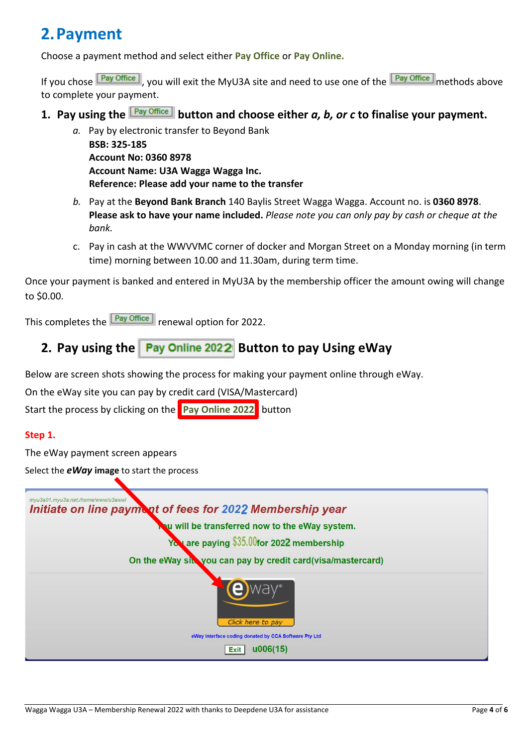## 2. Payment

Choose a payment method and select either **Pay Office** or **Pay Online.**

If you chose Pay Office, you will exit the MyU3A site and need to use one of the Pay Office methods above to complete your payment.

1. **Pay using the Pay Office button and choose either *a, b, or c* to finalise your payment.**
   a. Pay by electronic transfer to Beyond Bank
   **BSB: 325-185**
   **Account No: 0360 8978**
   **Account Name: U3A Wagga Wagga Inc.**
   **Reference: Please add your name to the transfer**

   b. Pay at the **Beyond Bank Branch** 140 Baylis Street Wagga Wagga. Account no. is **0360 8978**. **Please ask to have your name included.** *Please note you can only pay by cash or cheque at the bank.*

   c. Pay in cash at the WWVVMC corner of docker and Morgan Street on a Monday morning (in term time) morning between 10.00 and 11.30am, during term time.

Once your payment is banked and entered in MyU3A by the membership officer the amount owing will change to $0.00.

This completes the Pay Office renewal option for 2022.

2. **Pay using the Pay Online 2022 Button to pay Using eWay**

Below are screen shots showing the process for making your payment online through eWay.

On the eWay site you can pay by credit card (VISA/Mastercard)

Start the process by clicking on the Pay Online 2022 button

**Step 1.**

The eWay payment screen appears

Select the ***eWay* image** to start the process

myu3a01.myu3a.net:/home/www/u3awwl

*Initiate on line payment of fees for 2022 Membership year*

You will be transferred now to the eWay system.

You are paying $35.00 for 2022 membership

On the eWay site you can pay by credit card(visa/mastercard)

eway

Click here to pay

eWay interface coding donated by CCA Software Pty Ltd

Exit u006(15)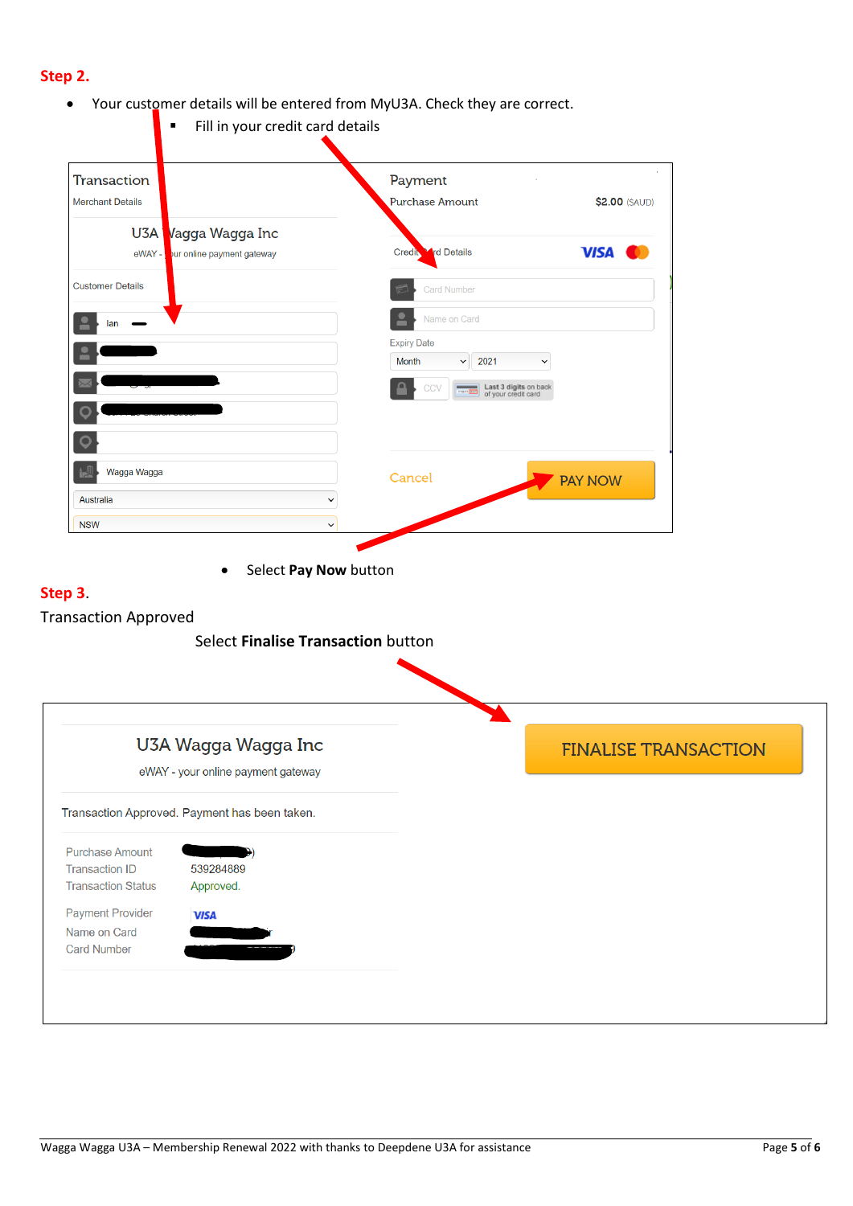**Step 2.**

- Your customer details will be entered from MyU3A. Check they are correct.
  - Fill in your credit card details

Transaction

Merchant Details

U3A Wagga Wagga Inc

eWAY - your online payment gateway

Customer Details

Ian

Wagga Wagga

Australia

NSW

Payment

Purchase Amount $2.00 (SAUD)

Credit Card Details

Card Number

Name on Card

Expiry Date

Month 2021

CCV Last 3 digits on back of your credit card

Cancel PAY NOW

- Select **Pay Now** button

**Step 3.**

Transaction Approved

Select **Finalise Transaction** button

U3A Wagga Wagga Inc

eWAY - your online payment gateway

Transaction Approved. Payment has been taken.

Purchase Amount

Transaction ID 539284889

Transaction Status Approved.

Payment Provider VISA

Name on Card

Card Number

FINALISE TRANSACTION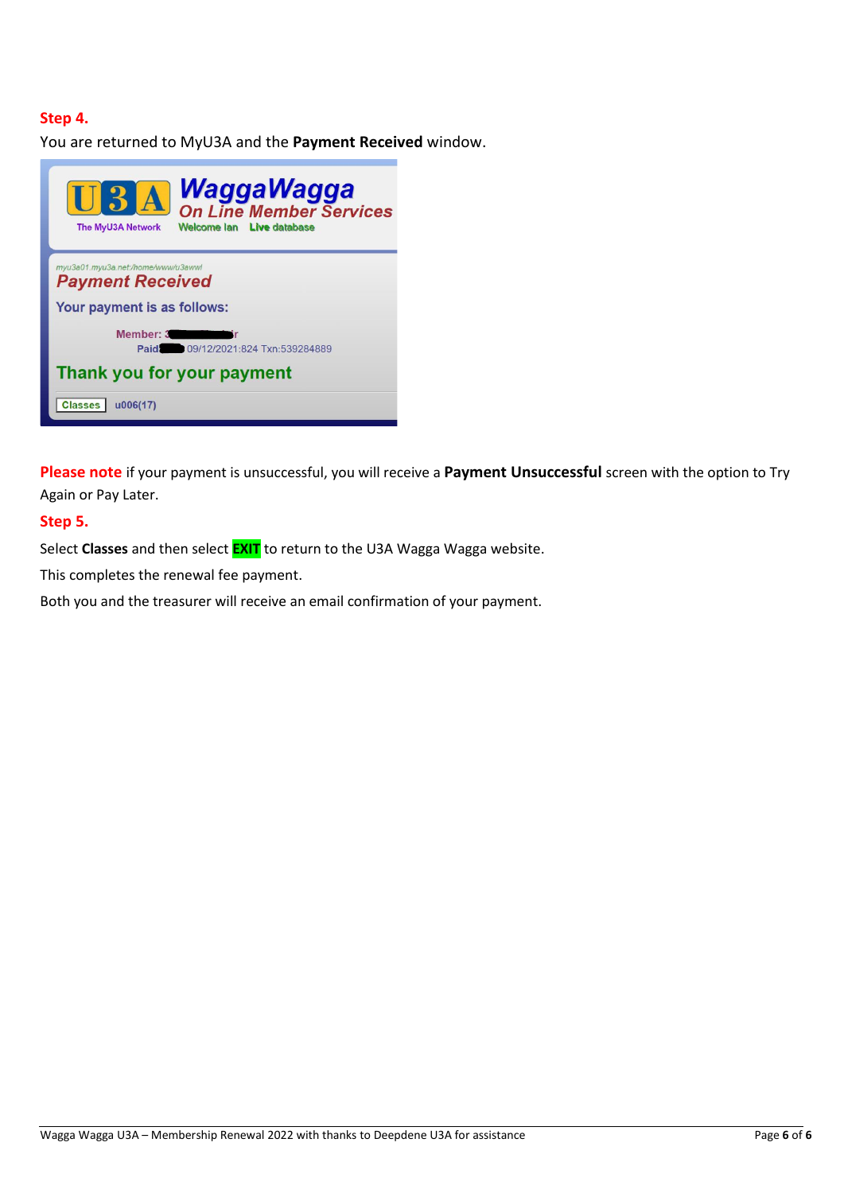**Step 4.**

You are returned to MyU3A and the **Payment Received** window.

U3A WaggaWagga
On Line Member Services
The MyU3A Network Welcome Ian Live database

myu3a01.myu3a.net:/home/www/u3aww/

Payment Received

Your payment is as follows:

Member: 3 r
Paid: 09/12/2021:824 Txn:539284889

Thank you for your payment

Classes u006(17)

**Please note** if your payment is unsuccessful, you will receive a **Payment Unsuccessful** screen with the option to Try Again or Pay Later.

**Step 5.**

Select **Classes** and then select **EXIT** to return to the U3A Wagga Wagga website.

This completes the renewal fee payment.

Both you and the treasurer will receive an email confirmation of your payment.